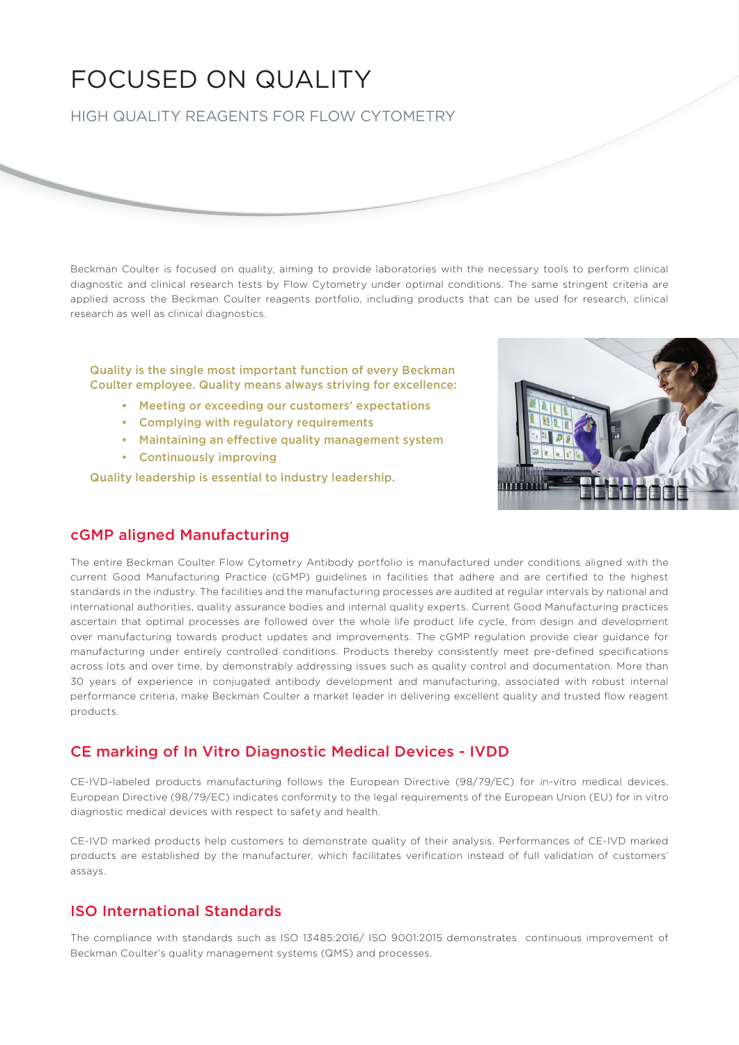# FOCUSED ON QUALITY

## HIGH QUALITY REAGENTS FOR FLOW CYTOMETRY

Beckman Coulter is focused on quality, aiming to provide laboratories with the necessary tools to perform clinical diagnostic and clinical research tests by Flow Cytometry under optimal conditions. The same stringent criteria are applied across the Beckman Coulter reagents portfolio, including products that can be used for research, clinical research as well as clinical diagnostics.

**Quality is the single most important function of every Beckman Coulter employee. Quality means always striving for excellence:**

- **Meeting or exceeding our customers' expectations**
- **Complying with regulatory requirements**
- **Maintaining an effective quality management system**
- **Continuously improving**

**Quality leadership is essential to industry leadership.**

## cGMP aligned Manufacturing

The entire Beckman Coulter Flow Cytometry Antibody portfolio is manufactured under conditions aligned with the current Good Manufacturing Practice (cGMP) guidelines in facilities that adhere and are certified to the highest standards in the industry. The facilities and the manufacturing processes are audited at regular intervals by national and international authorities, quality assurance bodies and internal quality experts. Current Good Manufacturing practices ascertain that optimal processes are followed over the whole life product life cycle, from design and development over manufacturing towards product updates and improvements. The cGMP regulation provide clear guidance for manufacturing under entirely controlled conditions. Products thereby consistently meet pre-defined specifications across lots and over time, by demonstrably addressing issues such as quality control and documentation. More than 30 years of experience in conjugated antibody development and manufacturing, associated with robust internal performance criteria, make Beckman Coulter a market leader in delivering excellent quality and trusted flow reagent products.

## CE marking of In Vitro Diagnostic Medical Devices - IVDD

CE-IVD-labeled products manufacturing follows the European Directive (98/79/EC) for in-vitro medical devices. European Directive (98/79/EC) indicates conformity to the legal requirements of the European Union (EU) for in vitro diagnostic medical devices with respect to safety and health.

CE-IVD marked products help customers to demonstrate quality of their analysis. Performances of CE-IVD marked products are established by the manufacturer, which facilitates verification instead of full validation of customers' assays.

## ISO International Standards

The compliance with standards such as ISO 13485:2016/ ISO 9001:2015 demonstrates continuous improvement of Beckman Coulter's quality management systems (QMS) and processes.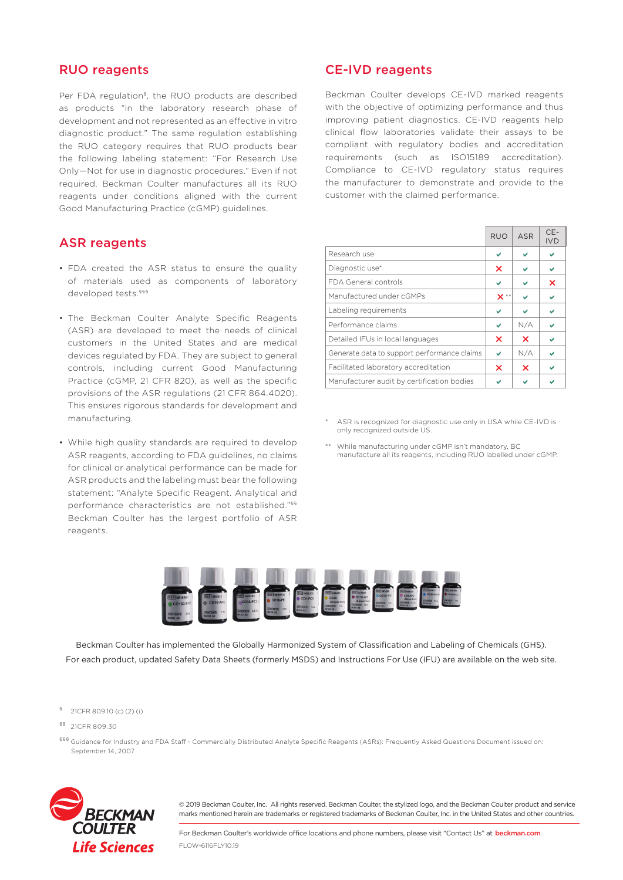## RUO reagents

Per FDA regulation[§], the RUO products are described as products "in the laboratory research phase of development and not represented as an effective in vitro diagnostic product." The same regulation establishing the RUO category requires that RUO products bear the following labeling statement: "For Research Use Only—Not for use in diagnostic procedures." Even if not required, Beckman Coulter manufactures all its RUO reagents under conditions aligned with the current Good Manufacturing Practice (cGMP) guidelines.

## ASR reagents

- FDA created the ASR status to ensure the quality of materials used as components of laboratory developed tests.[§§§]
- The Beckman Coulter Analyte Specific Reagents (ASR) are developed to meet the needs of clinical customers in the United States and are medical devices regulated by FDA. They are subject to general controls, including current Good Manufacturing Practice (cGMP, 21 CFR 820), as well as the specific provisions of the ASR regulations (21 CFR 864.4020). This ensures rigorous standards for development and manufacturing.
- While high quality standards are required to develop ASR reagents, according to FDA guidelines, no claims for clinical or analytical performance can be made for ASR products and the labeling must bear the following statement: "Analyte Specific Reagent. Analytical and performance characteristics are not established."[§§] Beckman Coulter has the largest portfolio of ASR reagents.

## CE-IVD reagents

Beckman Coulter develops CE-IVD marked reagents with the objective of optimizing performance and thus improving patient diagnostics. CE-IVD reagents help clinical flow laboratories validate their assays to be compliant with regulatory bodies and accreditation requirements (such as ISO15189 accreditation). Compliance to CE-IVD regulatory status requires the manufacturer to demonstrate and provide to the customer with the claimed performance.

| | RUO | ASR | CE-IVD |
|---|---|---|---|
| Research use | ✔ | ✔ | ✔ |
| Diagnostic use* | ✘ | ✔ | ✔ |
| FDA General controls | ✔ | ✔ | ✘ |
| Manufactured under cGMPs | ✘ ** | ✔ | ✔ |
| Labeling requirements | ✔ | ✔ | ✔ |
| Performance claims | ✔ | N/A | ✔ |
| Detailed IFUs in local languages | ✘ | ✘ | ✔ |
| Generate data to support performance claims | ✔ | N/A | ✔ |
| Facilitated laboratory accreditation | ✘ | ✘ | ✔ |
| Manufacturer audit by certification bodies | ✔ | ✔ | ✔ |

\* ASR is recognized for diagnostic use only in USA while CE-IVD is only recognized outside US.

\*\* While manufacturing under cGMP isn't mandatory, BC manufacture all its reagents, including RUO labelled under cGMP.

Beckman Coulter has implemented the Globally Harmonized System of Classification and Labeling of Chemicals (GHS). For each product, updated Safety Data Sheets (formerly MSDS) and Instructions For Use (IFU) are available on the web site.

[§] 21CFR 809.10 (c) (2) (i)

[§§] 21CFR 809.30

[§§§] Guidance for Industry and FDA Staff - Commercially Distributed Analyte Specific Reagents (ASRs): Frequently Asked Questions Document issued on: September 14, 2007

© 2019 Beckman Coulter, Inc. All rights reserved. Beckman Coulter, the stylized logo, and the Beckman Coulter product and service marks mentioned herein are trademarks or registered trademarks of Beckman Coulter, Inc. in the United States and other countries.

For Beckman Coulter's worldwide office locations and phone numbers, please visit "Contact Us" at **beckman.com**

FLOW-6116FLY10.19